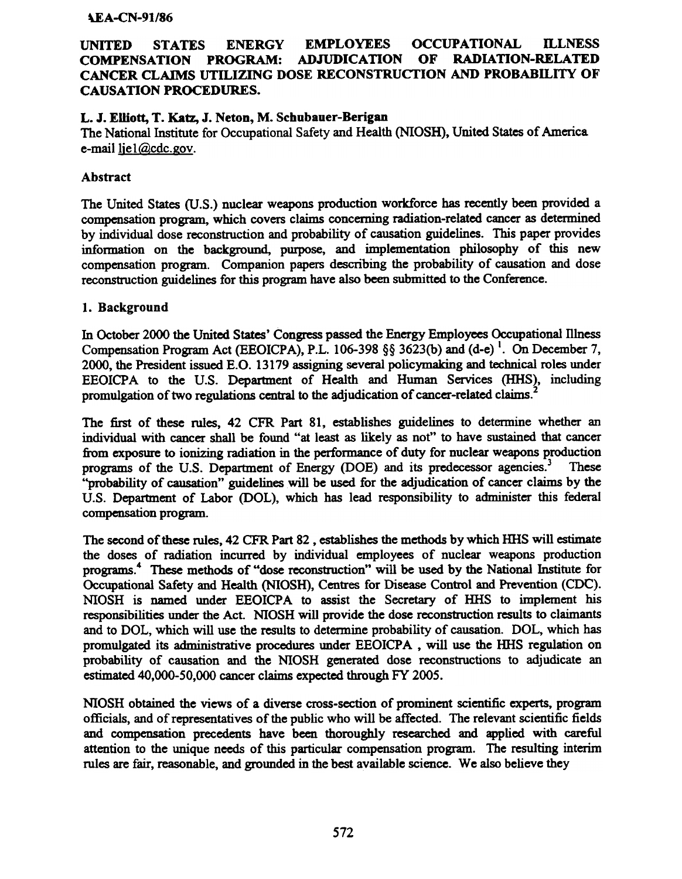IAEA-CN-91/86

# UNITED STATES ENERGY EMPLOYEES OCCUPATIONAL ILLNESS COMPENSATION PROGRAM: ADJUDICATION OF RADIATION-RELATED CANCER CLAIMS UTILIZING DOSE RECONSTRUCTION AND PROBABILITY OF CAUSATION PROCEDURES.

**L. J. Elliott, T. Katz, J. Neton, M. Schubauer-Berigan**

The National Institute for Occupational Safety and Health (NIOSH), United States of America
e-mail lje1@cdc.gov.

## Abstract

The United States (U.S.) nuclear weapons production workforce has recently been provided a compensation program, which covers claims concerning radiation-related cancer as determined by individual dose reconstruction and probability of causation guidelines. This paper provides information on the background, purpose, and implementation philosophy of this new compensation program. Companion papers describing the probability of causation and dose reconstruction guidelines for this program have also been submitted to the Conference.

## 1. Background

In October 2000 the United States' Congress passed the Energy Employees Occupational Illness Compensation Program Act (EEOICPA), P.L. 106-398 §§ 3623(b) and (d-e) [1]. On December 7, 2000, the President issued E.O. 13179 assigning several policymaking and technical roles under EEOICPA to the U.S. Department of Health and Human Services (HHS), including promulgation of two regulations central to the adjudication of cancer-related claims.[2]

The first of these rules, 42 CFR Part 81, establishes guidelines to determine whether an individual with cancer shall be found "at least as likely as not" to have sustained that cancer from exposure to ionizing radiation in the performance of duty for nuclear weapons production programs of the U.S. Department of Energy (DOE) and its predecessor agencies.[3] These "probability of causation" guidelines will be used for the adjudication of cancer claims by the U.S. Department of Labor (DOL), which has lead responsibility to administer this federal compensation program.

The second of these rules, 42 CFR Part 82 , establishes the methods by which HHS will estimate the doses of radiation incurred by individual employees of nuclear weapons production programs.[4] These methods of "dose reconstruction" will be used by the National Institute for Occupational Safety and Health (NIOSH), Centres for Disease Control and Prevention (CDC). NIOSH is named under EEOICPA to assist the Secretary of HHS to implement his responsibilities under the Act. NIOSH will provide the dose reconstruction results to claimants and to DOL, which will use the results to determine probability of causation. DOL, which has promulgated its administrative procedures under EEOICPA , will use the HHS regulation on probability of causation and the NIOSH generated dose reconstructions to adjudicate an estimated 40,000-50,000 cancer claims expected through FY 2005.

NIOSH obtained the views of a diverse cross-section of prominent scientific experts, program officials, and of representatives of the public who will be affected. The relevant scientific fields and compensation precedents have been thoroughly researched and applied with careful attention to the unique needs of this particular compensation program. The resulting interim rules are fair, reasonable, and grounded in the best available science. We also believe they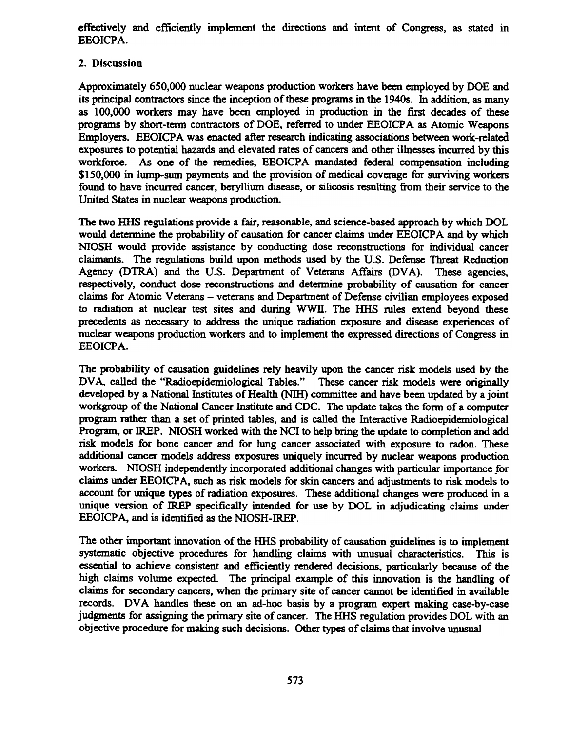effectively and efficiently implement the directions and intent of Congress, as stated in EEOICPA.

## 2. Discussion

Approximately 650,000 nuclear weapons production workers have been employed by DOE and its principal contractors since the inception of these programs in the 1940s. In addition, as many as 100,000 workers may have been employed in production in the first decades of these programs by short-term contractors of DOE, referred to under EEOICPA as Atomic Weapons Employers. EEOICPA was enacted after research indicating associations between work-related exposures to potential hazards and elevated rates of cancers and other illnesses incurred by this workforce. As one of the remedies, EEOICPA mandated federal compensation including $150,000 in lump-sum payments and the provision of medical coverage for surviving workers found to have incurred cancer, beryllium disease, or silicosis resulting from their service to the United States in nuclear weapons production.

The two HHS regulations provide a fair, reasonable, and science-based approach by which DOL would determine the probability of causation for cancer claims under EEOICPA and by which NIOSH would provide assistance by conducting dose reconstructions for individual cancer claimants. The regulations build upon methods used by the U.S. Defense Threat Reduction Agency (DTRA) and the U.S. Department of Veterans Affairs (DVA). These agencies, respectively, conduct dose reconstructions and determine probability of causation for cancer claims for Atomic Veterans – veterans and Department of Defense civilian employees exposed to radiation at nuclear test sites and during WWII. The HHS rules extend beyond these precedents as necessary to address the unique radiation exposure and disease experiences of nuclear weapons production workers and to implement the expressed directions of Congress in EEOICPA.

The probability of causation guidelines rely heavily upon the cancer risk models used by the DVA, called the "Radioepidemiological Tables." These cancer risk models were originally developed by a National Institutes of Health (NIH) committee and have been updated by a joint workgroup of the National Cancer Institute and CDC. The update takes the form of a computer program rather than a set of printed tables, and is called the Interactive Radioepidemiological Program, or IREP. NIOSH worked with the NCI to help bring the update to completion and add risk models for bone cancer and for lung cancer associated with exposure to radon. These additional cancer models address exposures uniquely incurred by nuclear weapons production workers. NIOSH independently incorporated additional changes with particular importance for claims under EEOICPA, such as risk models for skin cancers and adjustments to risk models to account for unique types of radiation exposures. These additional changes were produced in a unique version of IREP specifically intended for use by DOL in adjudicating claims under EEOICPA, and is identified as the NIOSH-IREP.

The other important innovation of the HHS probability of causation guidelines is to implement systematic objective procedures for handling claims with unusual characteristics. This is essential to achieve consistent and efficiently rendered decisions, particularly because of the high claims volume expected. The principal example of this innovation is the handling of claims for secondary cancers, when the primary site of cancer cannot be identified in available records. DVA handles these on an ad-hoc basis by a program expert making case-by-case judgments for assigning the primary site of cancer. The HHS regulation provides DOL with an objective procedure for making such decisions. Other types of claims that involve unusual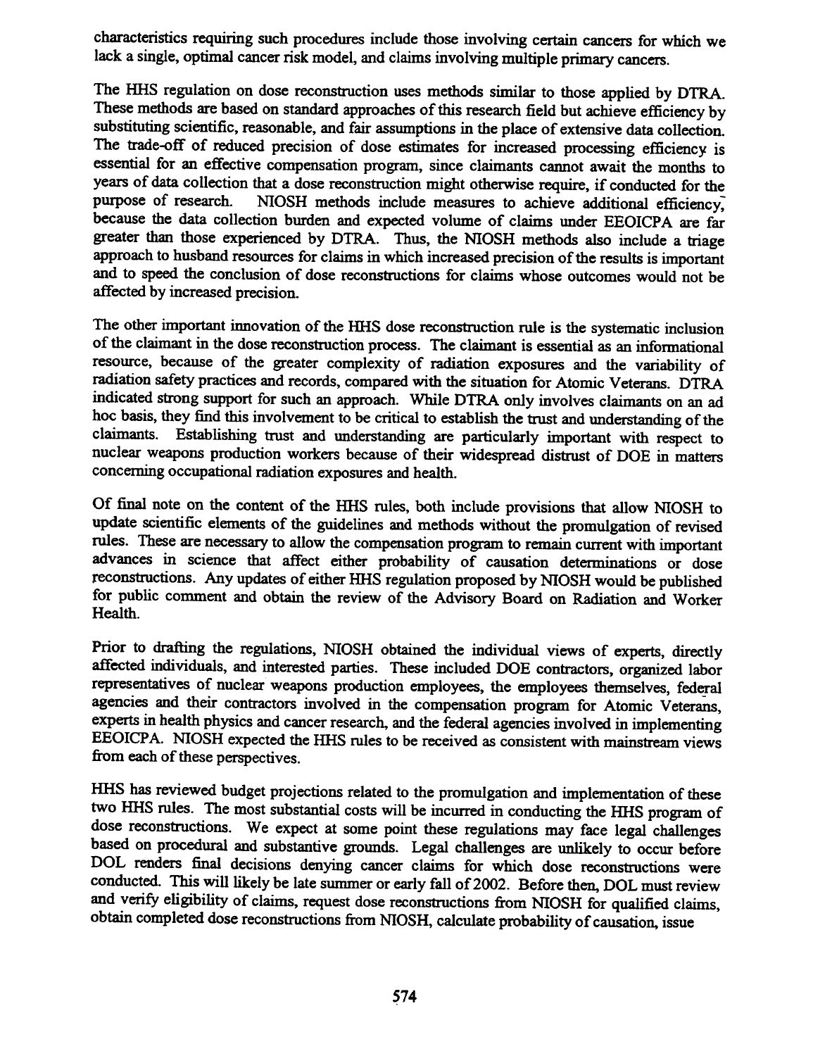characteristics requiring such procedures include those involving certain cancers for which we lack a single, optimal cancer risk model, and claims involving multiple primary cancers.

The HHS regulation on dose reconstruction uses methods similar to those applied by DTRA. These methods are based on standard approaches of this research field but achieve efficiency by substituting scientific, reasonable, and fair assumptions in the place of extensive data collection. The trade-off of reduced precision of dose estimates for increased processing efficiency is essential for an effective compensation program, since claimants cannot await the months to years of data collection that a dose reconstruction might otherwise require, if conducted for the purpose of research. NIOSH methods include measures to achieve additional efficiency, because the data collection burden and expected volume of claims under EEOICPA are far greater than those experienced by DTRA. Thus, the NIOSH methods also include a triage approach to husband resources for claims in which increased precision of the results is important and to speed the conclusion of dose reconstructions for claims whose outcomes would not be affected by increased precision.

The other important innovation of the HHS dose reconstruction rule is the systematic inclusion of the claimant in the dose reconstruction process. The claimant is essential as an informational resource, because of the greater complexity of radiation exposures and the variability of radiation safety practices and records, compared with the situation for Atomic Veterans. DTRA indicated strong support for such an approach. While DTRA only involves claimants on an ad hoc basis, they find this involvement to be critical to establish the trust and understanding of the claimants. Establishing trust and understanding are particularly important with respect to nuclear weapons production workers because of their widespread distrust of DOE in matters concerning occupational radiation exposures and health.

Of final note on the content of the HHS rules, both include provisions that allow NIOSH to update scientific elements of the guidelines and methods without the promulgation of revised rules. These are necessary to allow the compensation program to remain current with important advances in science that affect either probability of causation determinations or dose reconstructions. Any updates of either HHS regulation proposed by NIOSH would be published for public comment and obtain the review of the Advisory Board on Radiation and Worker Health.

Prior to drafting the regulations, NIOSH obtained the individual views of experts, directly affected individuals, and interested parties. These included DOE contractors, organized labor representatives of nuclear weapons production employees, the employees themselves, federal agencies and their contractors involved in the compensation program for Atomic Veterans, experts in health physics and cancer research, and the federal agencies involved in implementing EEOICPA. NIOSH expected the HHS rules to be received as consistent with mainstream views from each of these perspectives.

HHS has reviewed budget projections related to the promulgation and implementation of these two HHS rules. The most substantial costs will be incurred in conducting the HHS program of dose reconstructions. We expect at some point these regulations may face legal challenges based on procedural and substantive grounds. Legal challenges are unlikely to occur before DOL renders final decisions denying cancer claims for which dose reconstructions were conducted. This will likely be late summer or early fall of 2002. Before then, DOL must review and verify eligibility of claims, request dose reconstructions from NIOSH for qualified claims, obtain completed dose reconstructions from NIOSH, calculate probability of causation, issue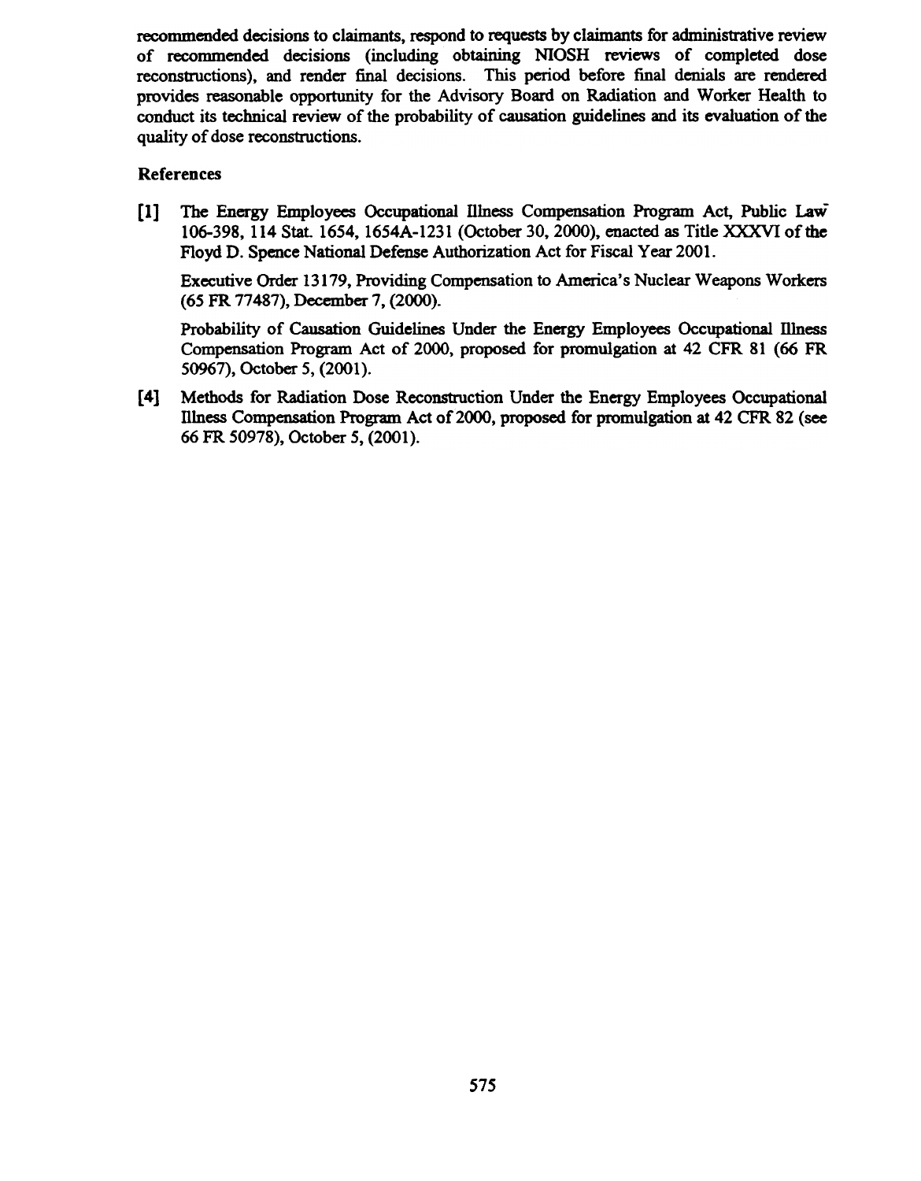recommended decisions to claimants, respond to requests by claimants for administrative review of recommended decisions (including obtaining NIOSH reviews of completed dose reconstructions), and render final decisions. This period before final denials are rendered provides reasonable opportunity for the Advisory Board on Radiation and Worker Health to conduct its technical review of the probability of causation guidelines and its evaluation of the quality of dose reconstructions.

**References**

[1] The Energy Employees Occupational Illness Compensation Program Act, Public Law 106-398, 114 Stat. 1654, 1654A-1231 (October 30, 2000), enacted as Title XXXVI of the Floyd D. Spence National Defense Authorization Act for Fiscal Year 2001.

Executive Order 13179, Providing Compensation to America's Nuclear Weapons Workers (65 FR 77487), December 7, (2000).

Probability of Causation Guidelines Under the Energy Employees Occupational Illness Compensation Program Act of 2000, proposed for promulgation at 42 CFR 81 (66 FR 50967), October 5, (2001).

[4] Methods for Radiation Dose Reconstruction Under the Energy Employees Occupational Illness Compensation Program Act of 2000, proposed for promulgation at 42 CFR 82 (see 66 FR 50978), October 5, (2001).